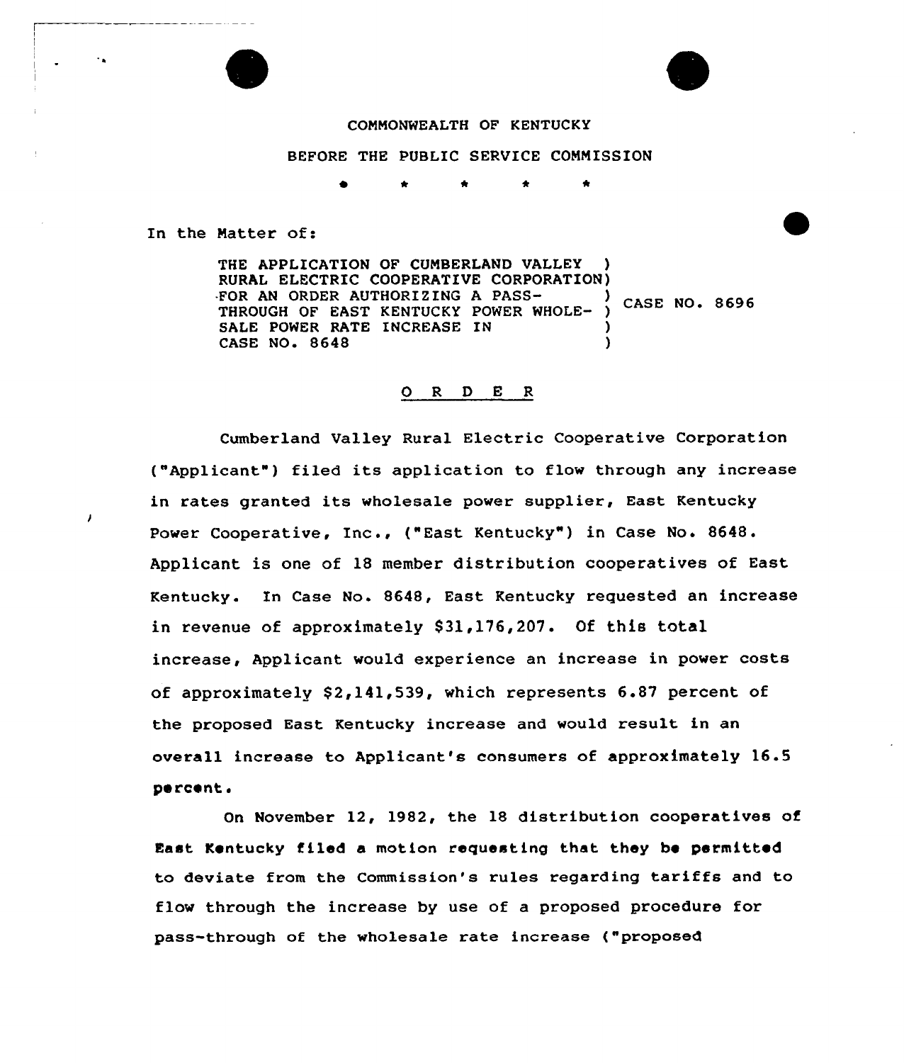COMMONWEALTH OF KENTUCKY

BEFORE THE PUBLIC SERVICE COMMISSION

\* \* \* \* \*

In the Matter of:

THE APPLICATION OF CUMBERLAND VALLEY RURAL ELECTRIC COOPERATIVE CORPORATION FOR AN ORDER AUTHORIZING A PASS-THROUGH OF EAST KENTUCKY POWER WHOLESALE POWER RATE INCREASE IN CASE NO. 8648 ) CASE NO. 8696

## O R D E R

Cumberland Valley Rural Electric Cooperative Corporation ("Applicant") filed its application to flow through any increase in rates granted its wholesale power supplier, East Kentucky Power Cooperative, Inc., ("East Kentucky") in Case No. 8648. Applicant is one of 18 member distribution cooperatives of East Kentucky. In Case No. 8648, East Kentucky requested an increase in revenue of approximately $31,176,207. Of this total increase, Applicant would experience an increase in power costs of approximately $2,141,539, which represents 6.87 percent of the proposed East Kentucky increase and would result in an overall increase to Applicant's consumers of approximately 16.5 percent.

On November 12, 1982, the 18 distribution cooperatives of East Kentucky filed a motion requesting that they be permitted to deviate from the Commission's rules regarding tariffs and to flow through the increase by use of a proposed procedure for pass-through of the wholesale rate increase ("proposed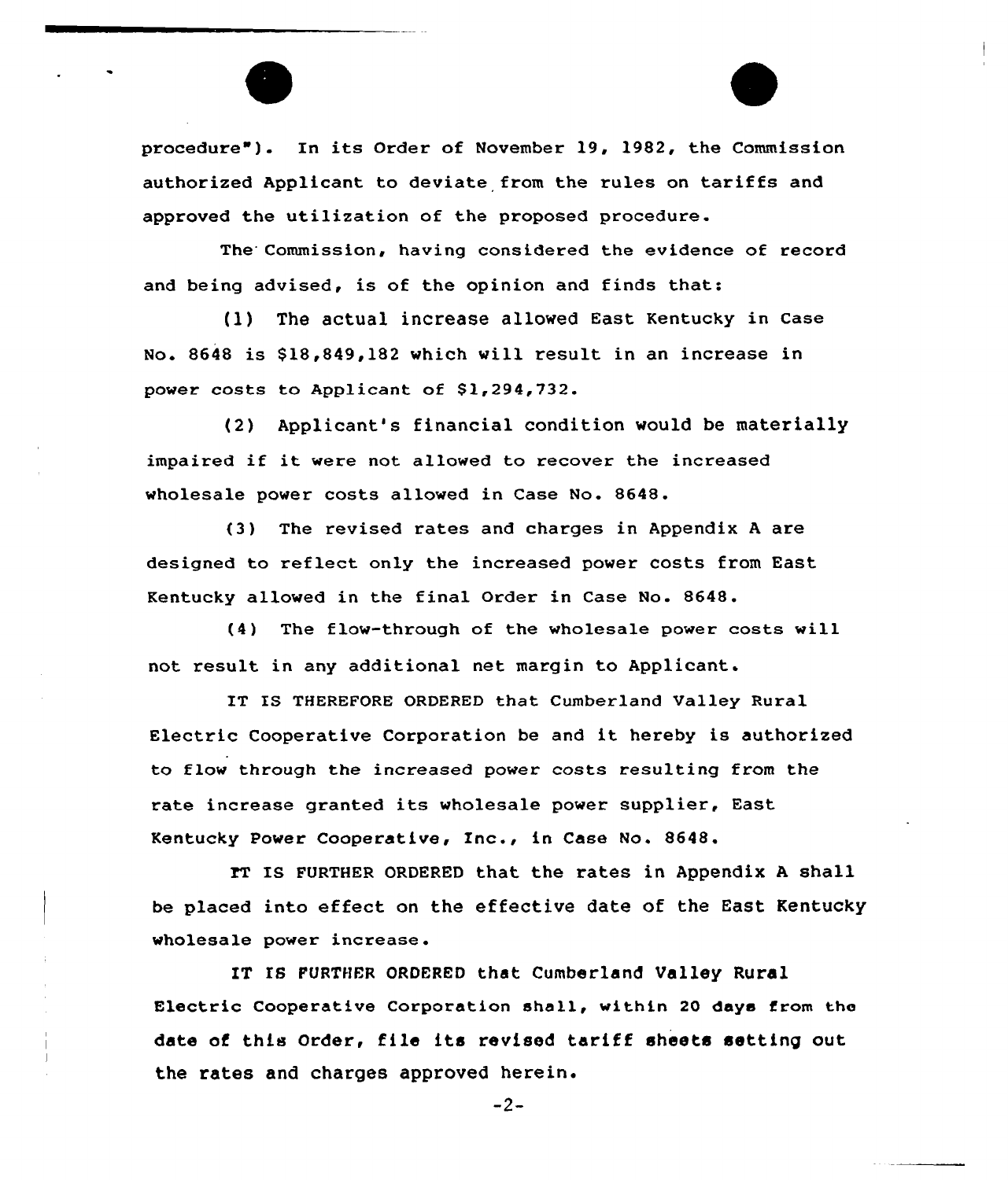procedure"). In its Order of November 19, 1982, the Commission authorized Applicant to deviate from the rules on tariffs and approved the utilization of the proposed procedure.

The Commission, having considered the evidence of record and being advised, is of the opinion and finds that:

(1) The actual increase allowed East Kentucky in Case No. 8648 is $18,849,182 which will result in an increase in power costs to Applicant of $1,294,732.

(2) Applicant's financial condition would be materially impaired if it were not allowed to recover the increased wholesale power costs allowed in Case No. 8648.

(3) The revised rates and charges in Appendix A are designed to reflect only the increased power costs from East Kentucky allowed in the final Order in Case No. 8648.

(4) The flow-through of the wholesale power costs will not result in any additional net margin to Applicant.

IT IS THEREFORE ORDERED that Cumberland Valley Rural Electric Cooperative Corporation be and it hereby is authorized to flow through the increased power costs resulting from the rate increase granted its wholesale power supplier, East Kentucky Power Cooperative, Inc., in Case No. 8648.

IT IS FURTHER ORDERED that the rates in Appendix A shall be placed into effect on the effective date of the East Kentucky wholesale power increase.

IT IS FURTHER ORDERED that Cumberland Valley Rural Electric Cooperative Corporation shall, within 20 days from the date of this Order, file its revised tariff sheets setting out the rates and charges approved herein.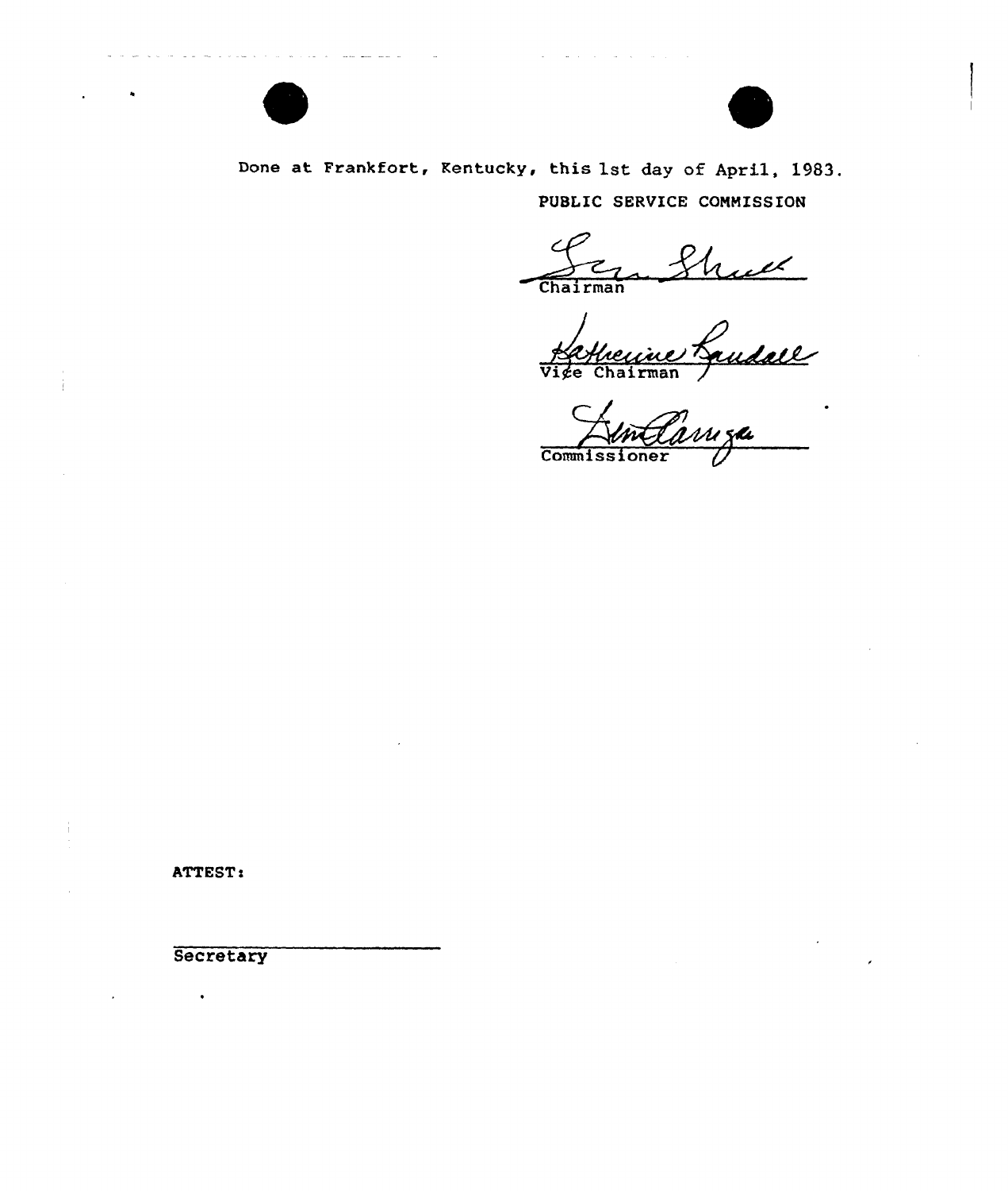Done at Frankfort, Kentucky, this 1st day of April, 1983.

PUBLIC SERVICE COMMISSION

Chairman

Vice Chairman

Commissioner

ATTEST:

Secretary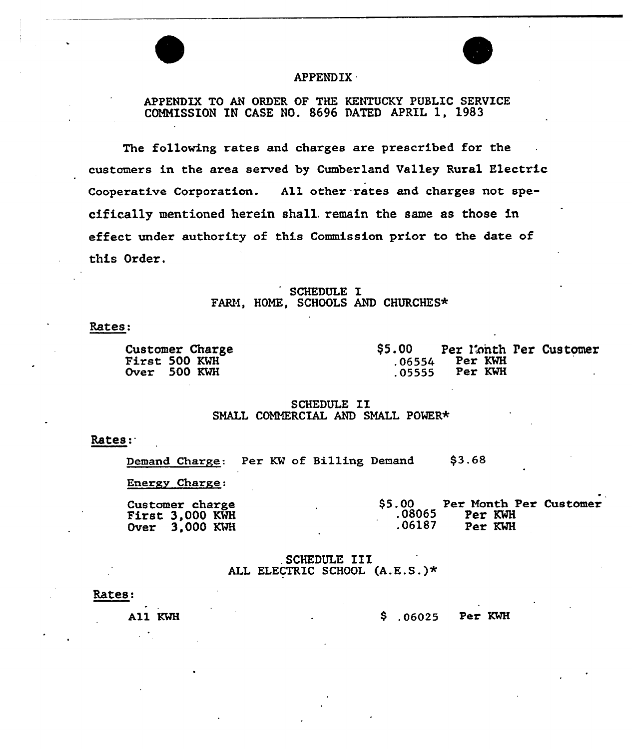# APPENDIX

APPENDIX TO AN ORDER OF THE KENTUCKY PUBLIC SERVICE COMMISSION IN CASE NO. 8696 DATED APRIL 1, 1983

The following rates and charges are prescribed for the customers in the area served by Cumberland Valley Rural Electric Cooperative Corporation. All other rates and charges not specifically mentioned herein shall remain the same as those in effect under authority of this Commission prior to the date of this Order.

## SCHEDULE I
## FARM, HOME, SCHOOLS AND CHURCHES*

Rates:

| | | |
|---|---|---|
| Customer Charge | $5.00 | Per Month Per Customer |
| First 500 KWH | .06554 | Per KWH |
| Over 500 KWH | .05555 | Per KWH |

## SCHEDULE II
## SMALL COMMERCIAL AND SMALL POWER*

Rates:

Demand Charge: Per KW of Billing Demand $3.68

Energy Charge:

| | | |
|---|---|---|
| Customer charge | $5.00 | Per Month Per Customer |
| First 3,000 KWH | .08065 | Per KWH |
| Over 3,000 KWH | .06187 | Per KWH |

## SCHEDULE III
## ALL ELECTRIC SCHOOL (A.E.S.)*

Rates:

| | | |
|---|---|---|
| All KWH | $ .06025 | Per KWH |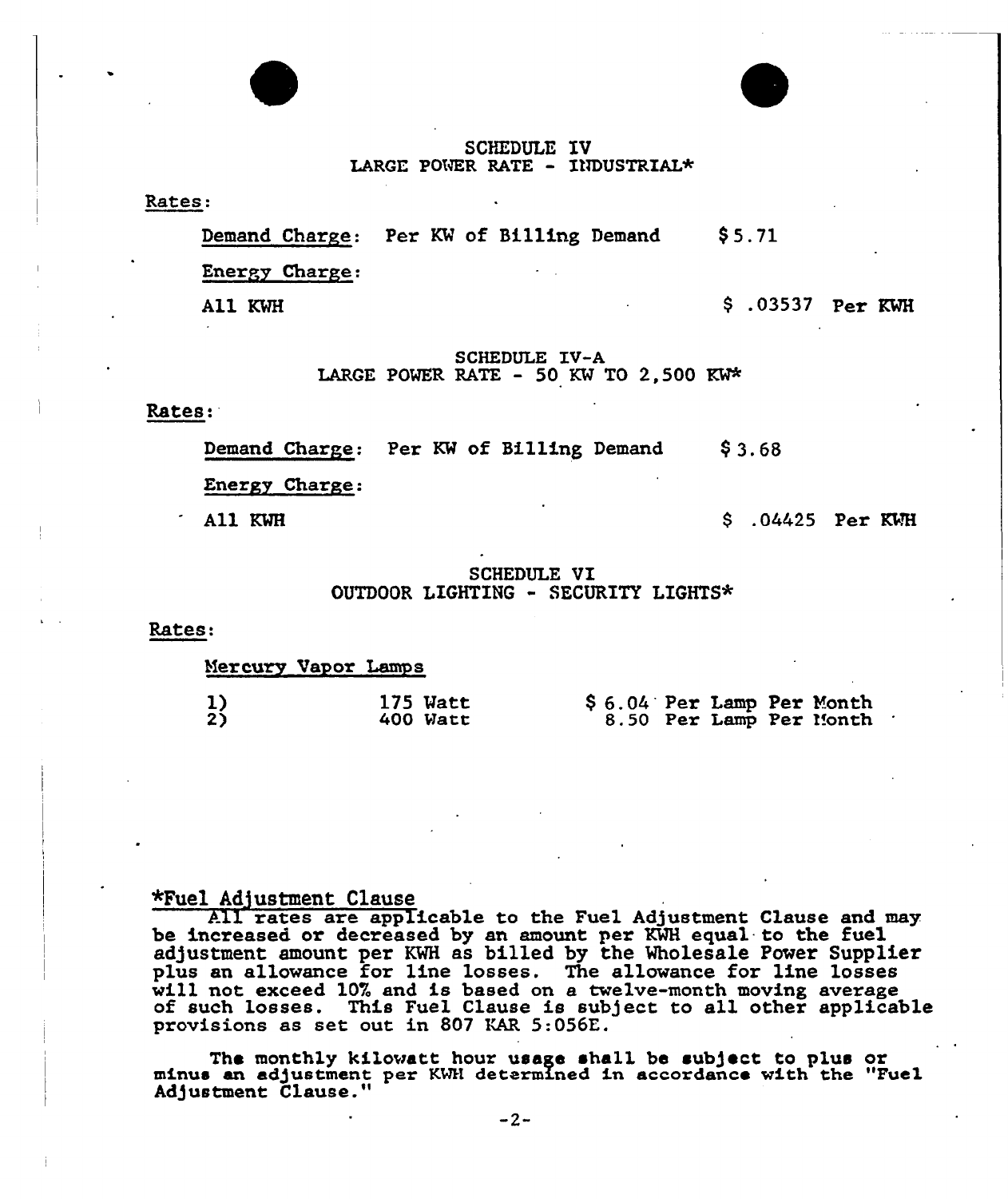## SCHEDULE IV
## LARGE POWER RATE - INDUSTRIAL*

Rates:

Demand Charge: Per KW of Billing Demand $5.71

Energy Charge:

All KWH $ .03537 Per KWH

## SCHEDULE IV-A
## LARGE POWER RATE - 50 KW TO 2,500 KW*

Rates:

Demand Charge: Per KW of Billing Demand $3.68

Energy Charge:

All KWH $ .04425 Per KWH

## SCHEDULE VI
## OUTDOOR LIGHTING - SECURITY LIGHTS*

Rates:

Mercury Vapor Lamps

| | | |
|---|---|---|
| 1) | 175 Watt | $6.04 Per Lamp Per Month |
| 2) | 400 Watt | 8.50 Per Lamp Per Month |

*Fuel Adjustment Clause

All rates are applicable to the Fuel Adjustment Clause and may be increased or decreased by an amount per KWH equal to the fuel adjustment amount per KWH as billed by the Wholesale Power Supplier plus an allowance for line losses. The allowance for line losses will not exceed 10% and is based on a twelve-month moving average of such losses. This Fuel Clause is subject to all other applicable provisions as set out in 807 KAR 5:056E.

The monthly kilowatt hour usage shall be subject to plus or minus an adjustment per KWH determined in accordance with the "Fuel Adjustment Clause."